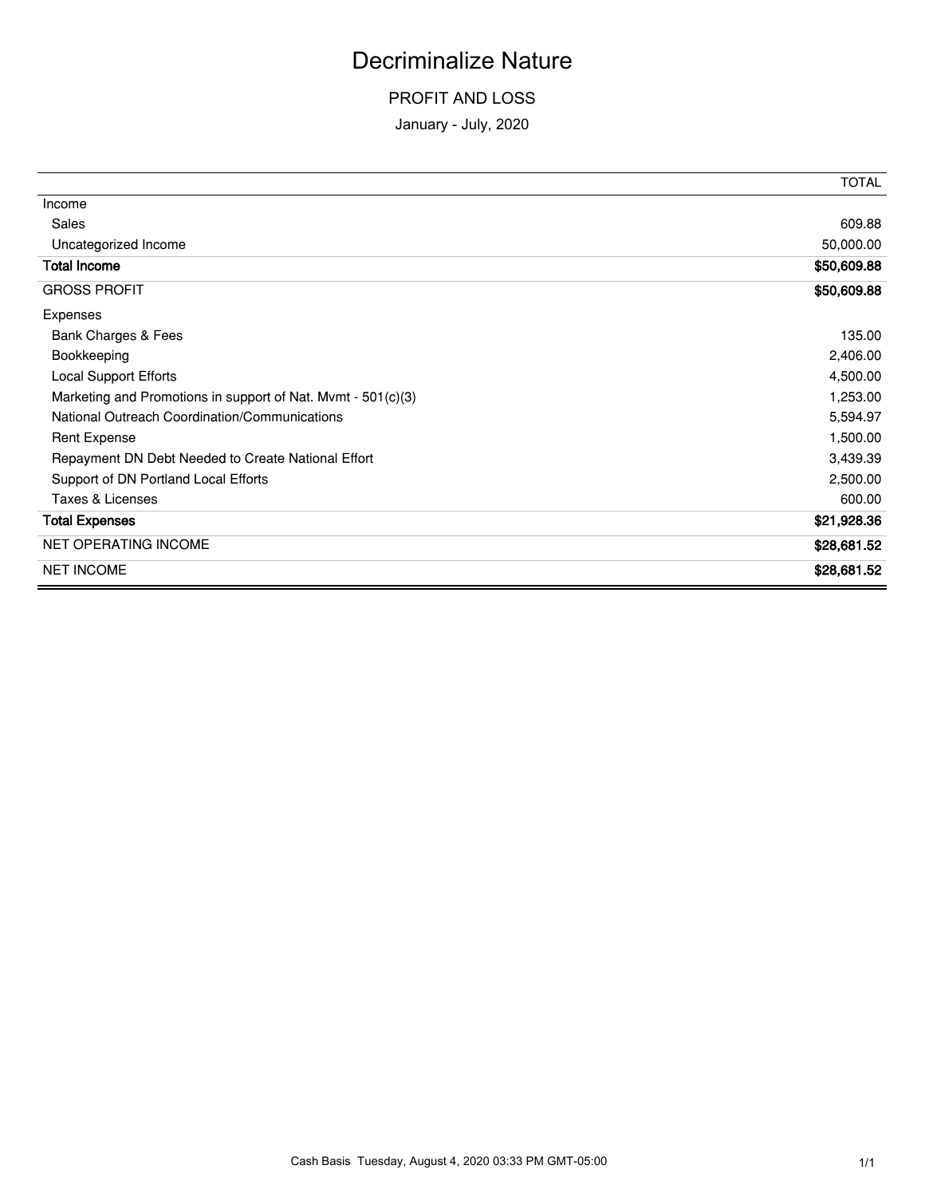# Decriminalize Nature

## PROFIT AND LOSS

January - July, 2020

| | TOTAL |
|---|---|
| Income | |
| Sales | 609.88 |
| Uncategorized Income | 50,000.00 |
| **Total Income** | **$50,609.88** |
| GROSS PROFIT | **$50,609.88** |
| Expenses | |
| Bank Charges & Fees | 135.00 |
| Bookkeeping | 2,406.00 |
| Local Support Efforts | 4,500.00 |
| Marketing and Promotions in support of Nat. Mvmt - 501(c)(3) | 1,253.00 |
| National Outreach Coordination/Communications | 5,594.97 |
| Rent Expense | 1,500.00 |
| Repayment DN Debt Needed to Create National Effort | 3,439.39 |
| Support of DN Portland Local Efforts | 2,500.00 |
| Taxes & Licenses | 600.00 |
| **Total Expenses** | **$21,928.36** |
| NET OPERATING INCOME | **$28,681.52** |
| NET INCOME | **$28,681.52** |

Cash Basis Tuesday, August 4, 2020 03:33 PM GMT-05:00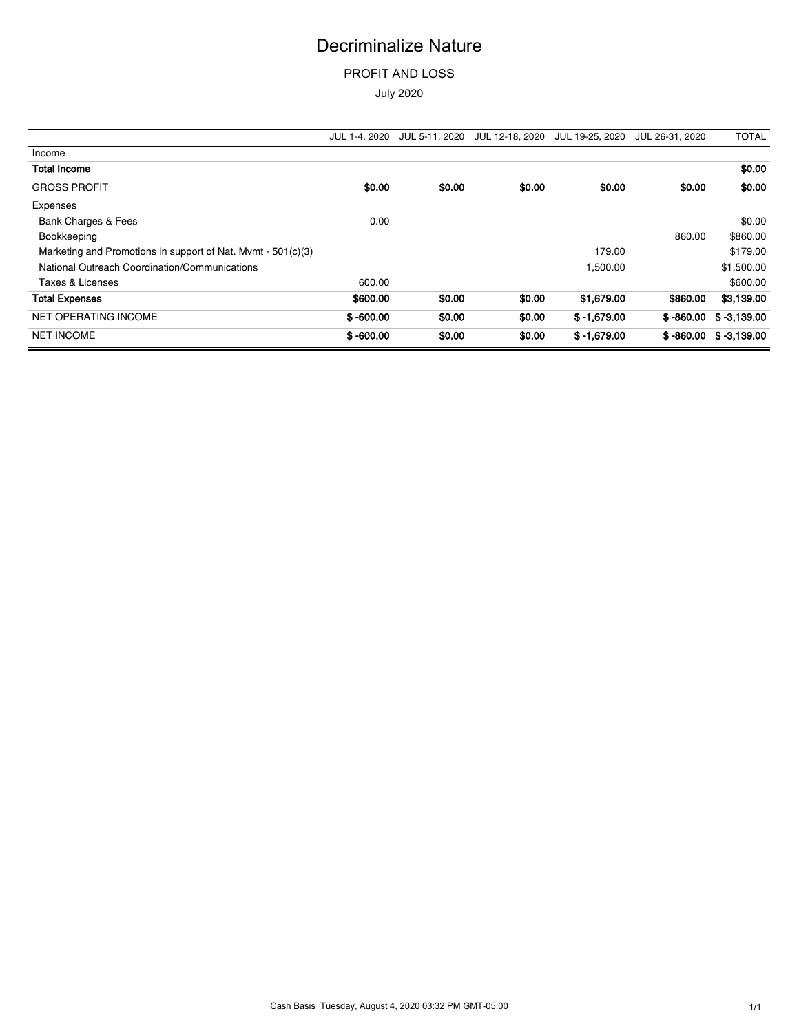# Decriminalize Nature

## PROFIT AND LOSS

July 2020

| | JUL 1-4, 2020 | JUL 5-11, 2020 | JUL 12-18, 2020 | JUL 19-25, 2020 | JUL 26-31, 2020 | TOTAL |
|---|---|---|---|---|---|---|
| Income | | | | | | |
| **Total Income** | | | | | | **$0.00** |
| GROSS PROFIT | **$0.00** | **$0.00** | **$0.00** | **$0.00** | **$0.00** | **$0.00** |
| Expenses | | | | | | |
| Bank Charges & Fees | 0.00 | | | | | $0.00 |
| Bookkeeping | | | | | 860.00 | $860.00 |
| Marketing and Promotions in support of Nat. Mvmt - 501(c)(3) | | | | 179.00 | | $179.00 |
| National Outreach Coordination/Communications | | | | 1,500.00 | | $1,500.00 |
| Taxes & Licenses | 600.00 | | | | | $600.00 |
| **Total Expenses** | **$600.00** | **$0.00** | **$0.00** | **$1,679.00** | **$860.00** | **$3,139.00** |
| NET OPERATING INCOME | **$ -600.00** | **$0.00** | **$0.00** | **$ -1,679.00** | **$ -860.00** | **$ -3,139.00** |
| NET INCOME | **$ -600.00** | **$0.00** | **$0.00** | **$ -1,679.00** | **$ -860.00** | **$ -3,139.00** |

Cash Basis Tuesday, August 4, 2020 03:32 PM GMT-05:00